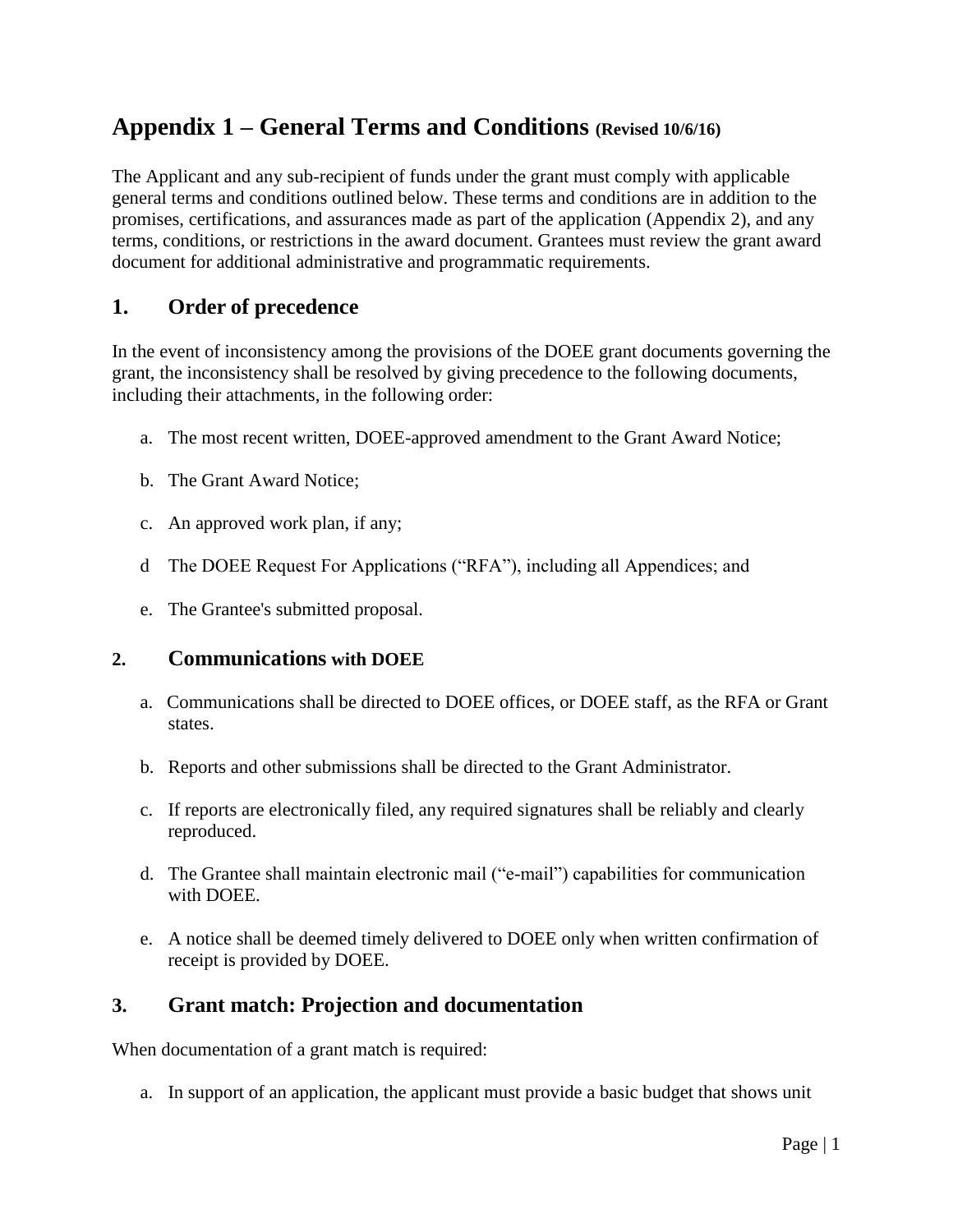# Appendix 1 – General Terms and Conditions (Revised 10/6/16)

The Applicant and any sub-recipient of funds under the grant must comply with applicable general terms and conditions outlined below. These terms and conditions are in addition to the promises, certifications, and assurances made as part of the application (Appendix 2), and any terms, conditions, or restrictions in the award document. Grantees must review the grant award document for additional administrative and programmatic requirements.

## 1. Order of precedence

In the event of inconsistency among the provisions of the DOEE grant documents governing the grant, the inconsistency shall be resolved by giving precedence to the following documents, including their attachments, in the following order:

a. The most recent written, DOEE-approved amendment to the Grant Award Notice;

b. The Grant Award Notice;

c. An approved work plan, if any;

d The DOEE Request For Applications ("RFA"), including all Appendices; and

e. The Grantee's submitted proposal.

## 2. Communications with DOEE

a. Communications shall be directed to DOEE offices, or DOEE staff, as the RFA or Grant states.

b. Reports and other submissions shall be directed to the Grant Administrator.

c. If reports are electronically filed, any required signatures shall be reliably and clearly reproduced.

d. The Grantee shall maintain electronic mail ("e-mail") capabilities for communication with DOEE.

e. A notice shall be deemed timely delivered to DOEE only when written confirmation of receipt is provided by DOEE.

## 3. Grant match: Projection and documentation

When documentation of a grant match is required:

a. In support of an application, the applicant must provide a basic budget that shows unit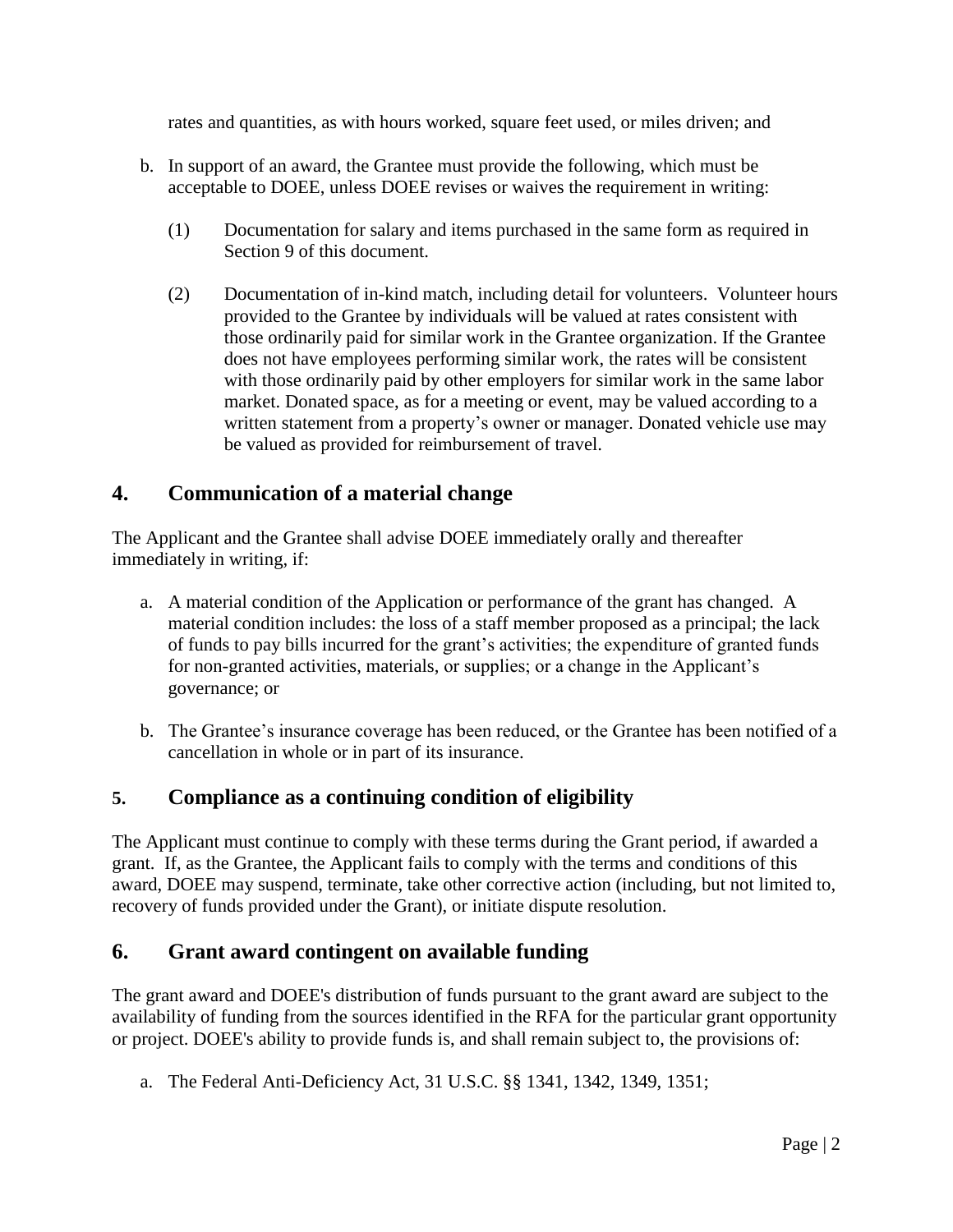rates and quantities, as with hours worked, square feet used, or miles driven; and

b. In support of an award, the Grantee must provide the following, which must be acceptable to DOEE, unless DOEE revises or waives the requirement in writing:

   (1) Documentation for salary and items purchased in the same form as required in Section 9 of this document.

   (2) Documentation of in-kind match, including detail for volunteers. Volunteer hours provided to the Grantee by individuals will be valued at rates consistent with those ordinarily paid for similar work in the Grantee organization. If the Grantee does not have employees performing similar work, the rates will be consistent with those ordinarily paid by other employers for similar work in the same labor market. Donated space, as for a meeting or event, may be valued according to a written statement from a property's owner or manager. Donated vehicle use may be valued as provided for reimbursement of travel.

## 4. Communication of a material change

The Applicant and the Grantee shall advise DOEE immediately orally and thereafter immediately in writing, if:

a. A material condition of the Application or performance of the grant has changed. A material condition includes: the loss of a staff member proposed as a principal; the lack of funds to pay bills incurred for the grant's activities; the expenditure of granted funds for non-granted activities, materials, or supplies; or a change in the Applicant's governance; or

b. The Grantee's insurance coverage has been reduced, or the Grantee has been notified of a cancellation in whole or in part of its insurance.

## 5. Compliance as a continuing condition of eligibility

The Applicant must continue to comply with these terms during the Grant period, if awarded a grant. If, as the Grantee, the Applicant fails to comply with the terms and conditions of this award, DOEE may suspend, terminate, take other corrective action (including, but not limited to, recovery of funds provided under the Grant), or initiate dispute resolution.

## 6. Grant award contingent on available funding

The grant award and DOEE's distribution of funds pursuant to the grant award are subject to the availability of funding from the sources identified in the RFA for the particular grant opportunity or project. DOEE's ability to provide funds is, and shall remain subject to, the provisions of:

a. The Federal Anti-Deficiency Act, 31 U.S.C. §§ 1341, 1342, 1349, 1351;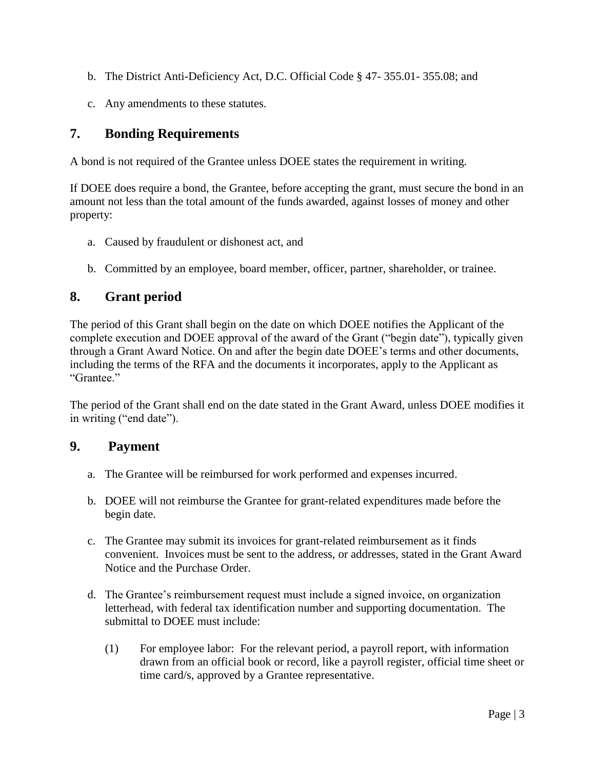b. The District Anti-Deficiency Act, D.C. Official Code § 47- 355.01- 355.08; and

c. Any amendments to these statutes.

## 7. Bonding Requirements

A bond is not required of the Grantee unless DOEE states the requirement in writing.

If DOEE does require a bond, the Grantee, before accepting the grant, must secure the bond in an amount not less than the total amount of the funds awarded, against losses of money and other property:

a. Caused by fraudulent or dishonest act, and

b. Committed by an employee, board member, officer, partner, shareholder, or trainee.

## 8. Grant period

The period of this Grant shall begin on the date on which DOEE notifies the Applicant of the complete execution and DOEE approval of the award of the Grant ("begin date"), typically given through a Grant Award Notice. On and after the begin date DOEE's terms and other documents, including the terms of the RFA and the documents it incorporates, apply to the Applicant as "Grantee."

The period of the Grant shall end on the date stated in the Grant Award, unless DOEE modifies it in writing ("end date").

## 9. Payment

a. The Grantee will be reimbursed for work performed and expenses incurred.

b. DOEE will not reimburse the Grantee for grant-related expenditures made before the begin date.

c. The Grantee may submit its invoices for grant-related reimbursement as it finds convenient. Invoices must be sent to the address, or addresses, stated in the Grant Award Notice and the Purchase Order.

d. The Grantee's reimbursement request must include a signed invoice, on organization letterhead, with federal tax identification number and supporting documentation. The submittal to DOEE must include:

   (1) For employee labor: For the relevant period, a payroll report, with information drawn from an official book or record, like a payroll register, official time sheet or time card/s, approved by a Grantee representative.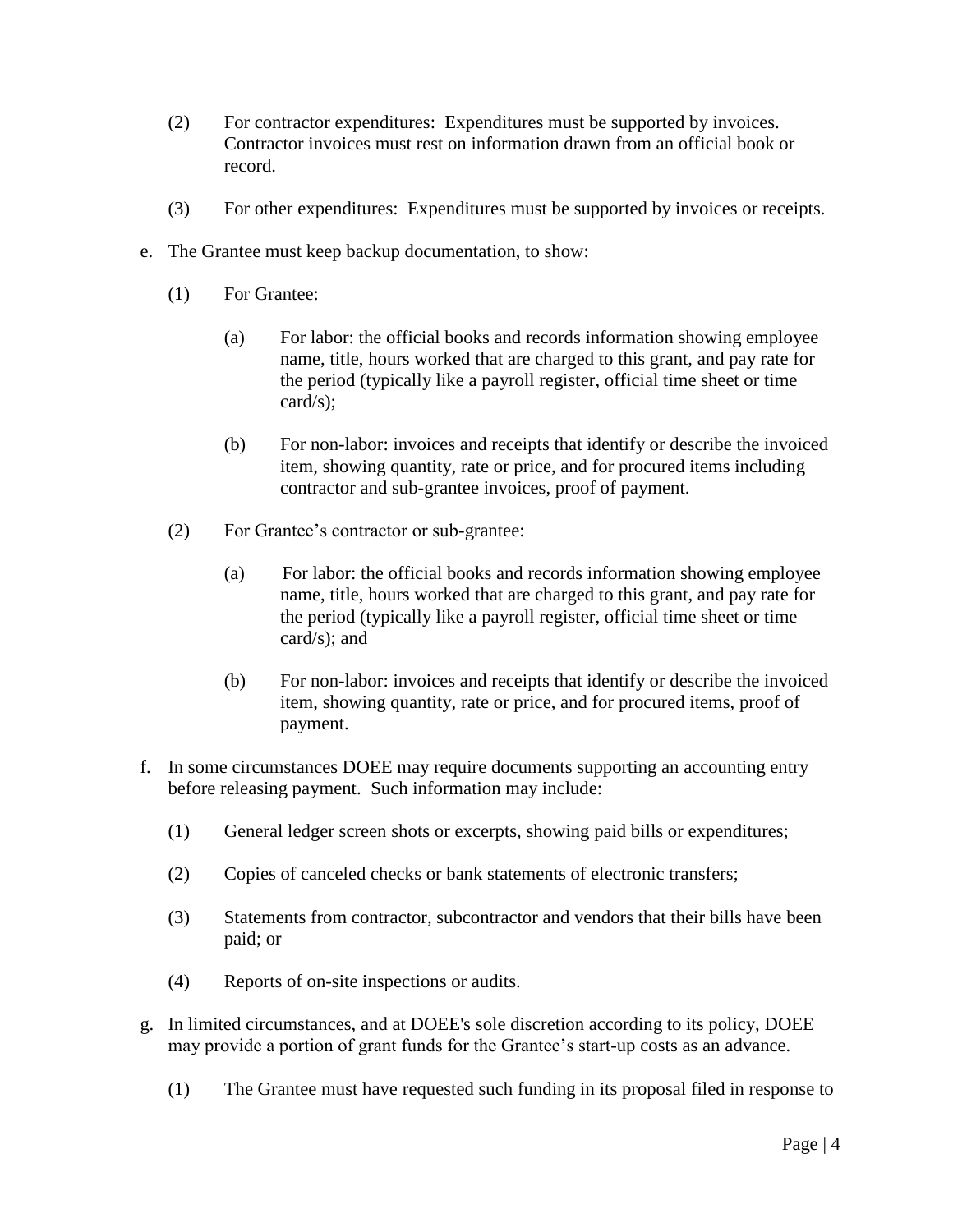(2) For contractor expenditures: Expenditures must be supported by invoices. Contractor invoices must rest on information drawn from an official book or record.

(3) For other expenditures: Expenditures must be supported by invoices or receipts.

e. The Grantee must keep backup documentation, to show:

(1) For Grantee:

(a) For labor: the official books and records information showing employee name, title, hours worked that are charged to this grant, and pay rate for the period (typically like a payroll register, official time sheet or time card/s);

(b) For non-labor: invoices and receipts that identify or describe the invoiced item, showing quantity, rate or price, and for procured items including contractor and sub-grantee invoices, proof of payment.

(2) For Grantee's contractor or sub-grantee:

(a) For labor: the official books and records information showing employee name, title, hours worked that are charged to this grant, and pay rate for the period (typically like a payroll register, official time sheet or time card/s); and

(b) For non-labor: invoices and receipts that identify or describe the invoiced item, showing quantity, rate or price, and for procured items, proof of payment.

f. In some circumstances DOEE may require documents supporting an accounting entry before releasing payment. Such information may include:

(1) General ledger screen shots or excerpts, showing paid bills or expenditures;

(2) Copies of canceled checks or bank statements of electronic transfers;

(3) Statements from contractor, subcontractor and vendors that their bills have been paid; or

(4) Reports of on-site inspections or audits.

g. In limited circumstances, and at DOEE's sole discretion according to its policy, DOEE may provide a portion of grant funds for the Grantee's start-up costs as an advance.

(1) The Grantee must have requested such funding in its proposal filed in response to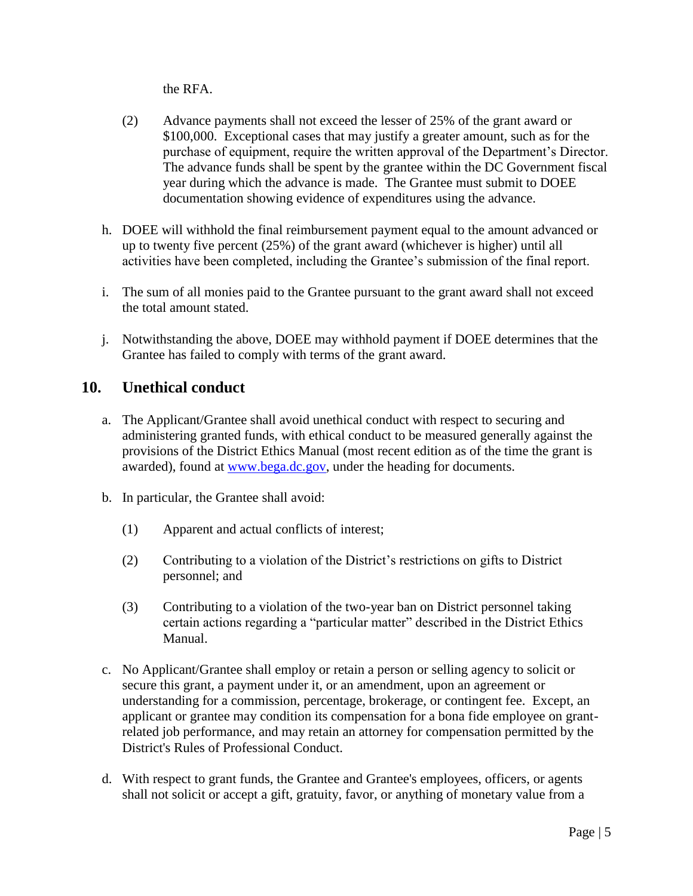the RFA.

(2) Advance payments shall not exceed the lesser of 25% of the grant award or $100,000. Exceptional cases that may justify a greater amount, such as for the purchase of equipment, require the written approval of the Department's Director. The advance funds shall be spent by the grantee within the DC Government fiscal year during which the advance is made. The Grantee must submit to DOEE documentation showing evidence of expenditures using the advance.

h. DOEE will withhold the final reimbursement payment equal to the amount advanced or up to twenty five percent (25%) of the grant award (whichever is higher) until all activities have been completed, including the Grantee's submission of the final report.

i. The sum of all monies paid to the Grantee pursuant to the grant award shall not exceed the total amount stated.

j. Notwithstanding the above, DOEE may withhold payment if DOEE determines that the Grantee has failed to comply with terms of the grant award.

## 10. Unethical conduct

a. The Applicant/Grantee shall avoid unethical conduct with respect to securing and administering granted funds, with ethical conduct to be measured generally against the provisions of the District Ethics Manual (most recent edition as of the time the grant is awarded), found at www.bega.dc.gov, under the heading for documents.

b. In particular, the Grantee shall avoid:

(1) Apparent and actual conflicts of interest;

(2) Contributing to a violation of the District's restrictions on gifts to District personnel; and

(3) Contributing to a violation of the two-year ban on District personnel taking certain actions regarding a "particular matter" described in the District Ethics Manual.

c. No Applicant/Grantee shall employ or retain a person or selling agency to solicit or secure this grant, a payment under it, or an amendment, upon an agreement or understanding for a commission, percentage, brokerage, or contingent fee. Except, an applicant or grantee may condition its compensation for a bona fide employee on grant-related job performance, and may retain an attorney for compensation permitted by the District's Rules of Professional Conduct.

d. With respect to grant funds, the Grantee and Grantee's employees, officers, or agents shall not solicit or accept a gift, gratuity, favor, or anything of monetary value from a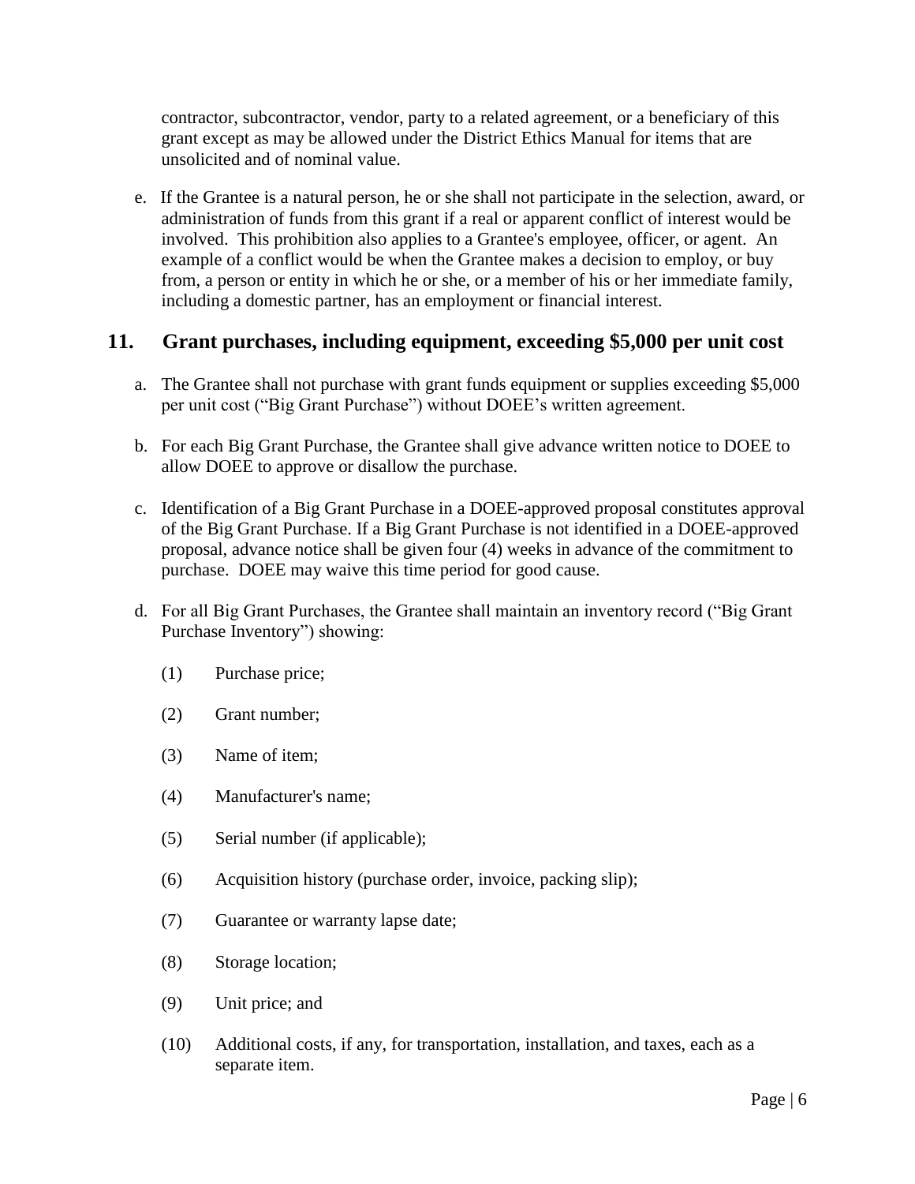contractor, subcontractor, vendor, party to a related agreement, or a beneficiary of this grant except as may be allowed under the District Ethics Manual for items that are unsolicited and of nominal value.

e. If the Grantee is a natural person, he or she shall not participate in the selection, award, or administration of funds from this grant if a real or apparent conflict of interest would be involved. This prohibition also applies to a Grantee's employee, officer, or agent. An example of a conflict would be when the Grantee makes a decision to employ, or buy from, a person or entity in which he or she, or a member of his or her immediate family, including a domestic partner, has an employment or financial interest.

## 11. Grant purchases, including equipment, exceeding $5,000 per unit cost

a. The Grantee shall not purchase with grant funds equipment or supplies exceeding $5,000 per unit cost ("Big Grant Purchase") without DOEE's written agreement.

b. For each Big Grant Purchase, the Grantee shall give advance written notice to DOEE to allow DOEE to approve or disallow the purchase.

c. Identification of a Big Grant Purchase in a DOEE-approved proposal constitutes approval of the Big Grant Purchase. If a Big Grant Purchase is not identified in a DOEE-approved proposal, advance notice shall be given four (4) weeks in advance of the commitment to purchase. DOEE may waive this time period for good cause.

d. For all Big Grant Purchases, the Grantee shall maintain an inventory record ("Big Grant Purchase Inventory") showing:

   (1) Purchase price;

   (2) Grant number;

   (3) Name of item;

   (4) Manufacturer's name;

   (5) Serial number (if applicable);

   (6) Acquisition history (purchase order, invoice, packing slip);

   (7) Guarantee or warranty lapse date;

   (8) Storage location;

   (9) Unit price; and

   (10) Additional costs, if any, for transportation, installation, and taxes, each as a separate item.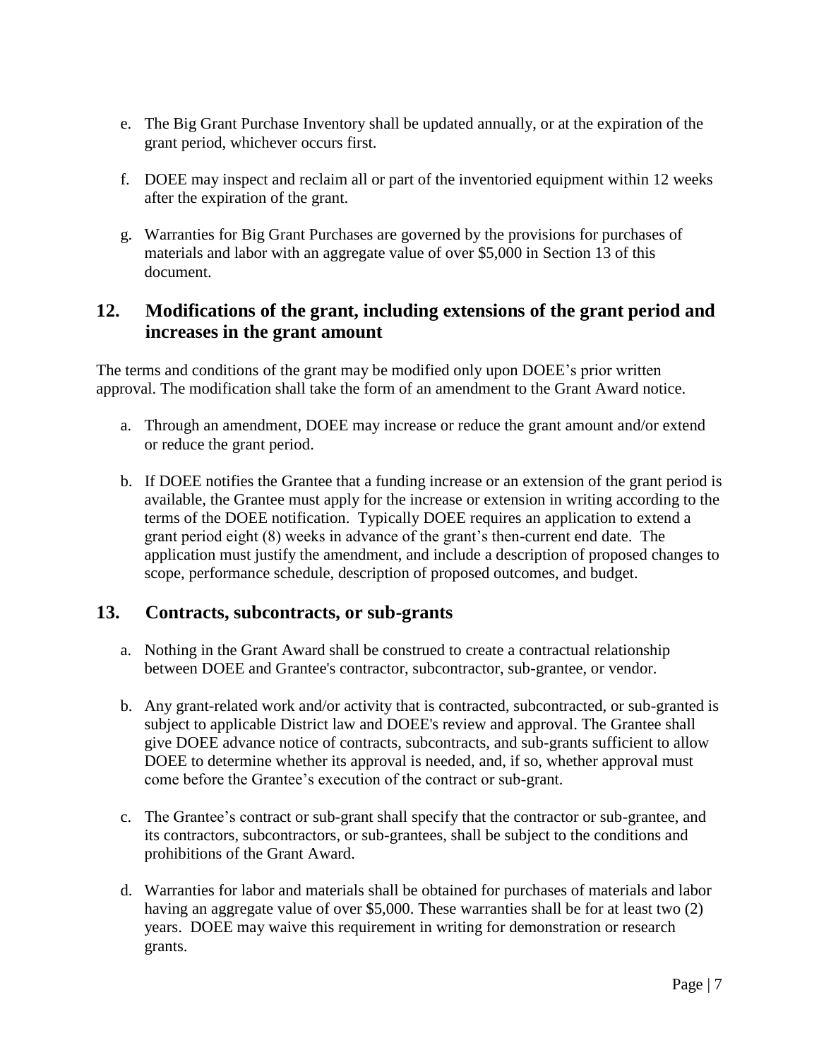e. The Big Grant Purchase Inventory shall be updated annually, or at the expiration of the grant period, whichever occurs first.

f. DOEE may inspect and reclaim all or part of the inventoried equipment within 12 weeks after the expiration of the grant.

g. Warranties for Big Grant Purchases are governed by the provisions for purchases of materials and labor with an aggregate value of over $5,000 in Section 13 of this document.

## 12. Modifications of the grant, including extensions of the grant period and increases in the grant amount

The terms and conditions of the grant may be modified only upon DOEE's prior written approval. The modification shall take the form of an amendment to the Grant Award notice.

a. Through an amendment, DOEE may increase or reduce the grant amount and/or extend or reduce the grant period.

b. If DOEE notifies the Grantee that a funding increase or an extension of the grant period is available, the Grantee must apply for the increase or extension in writing according to the terms of the DOEE notification. Typically DOEE requires an application to extend a grant period eight (8) weeks in advance of the grant's then-current end date. The application must justify the amendment, and include a description of proposed changes to scope, performance schedule, description of proposed outcomes, and budget.

## 13. Contracts, subcontracts, or sub-grants

a. Nothing in the Grant Award shall be construed to create a contractual relationship between DOEE and Grantee's contractor, subcontractor, sub-grantee, or vendor.

b. Any grant-related work and/or activity that is contracted, subcontracted, or sub-granted is subject to applicable District law and DOEE's review and approval. The Grantee shall give DOEE advance notice of contracts, subcontracts, and sub-grants sufficient to allow DOEE to determine whether its approval is needed, and, if so, whether approval must come before the Grantee's execution of the contract or sub-grant.

c. The Grantee's contract or sub-grant shall specify that the contractor or sub-grantee, and its contractors, subcontractors, or sub-grantees, shall be subject to the conditions and prohibitions of the Grant Award.

d. Warranties for labor and materials shall be obtained for purchases of materials and labor having an aggregate value of over $5,000. These warranties shall be for at least two (2) years. DOEE may waive this requirement in writing for demonstration or research grants.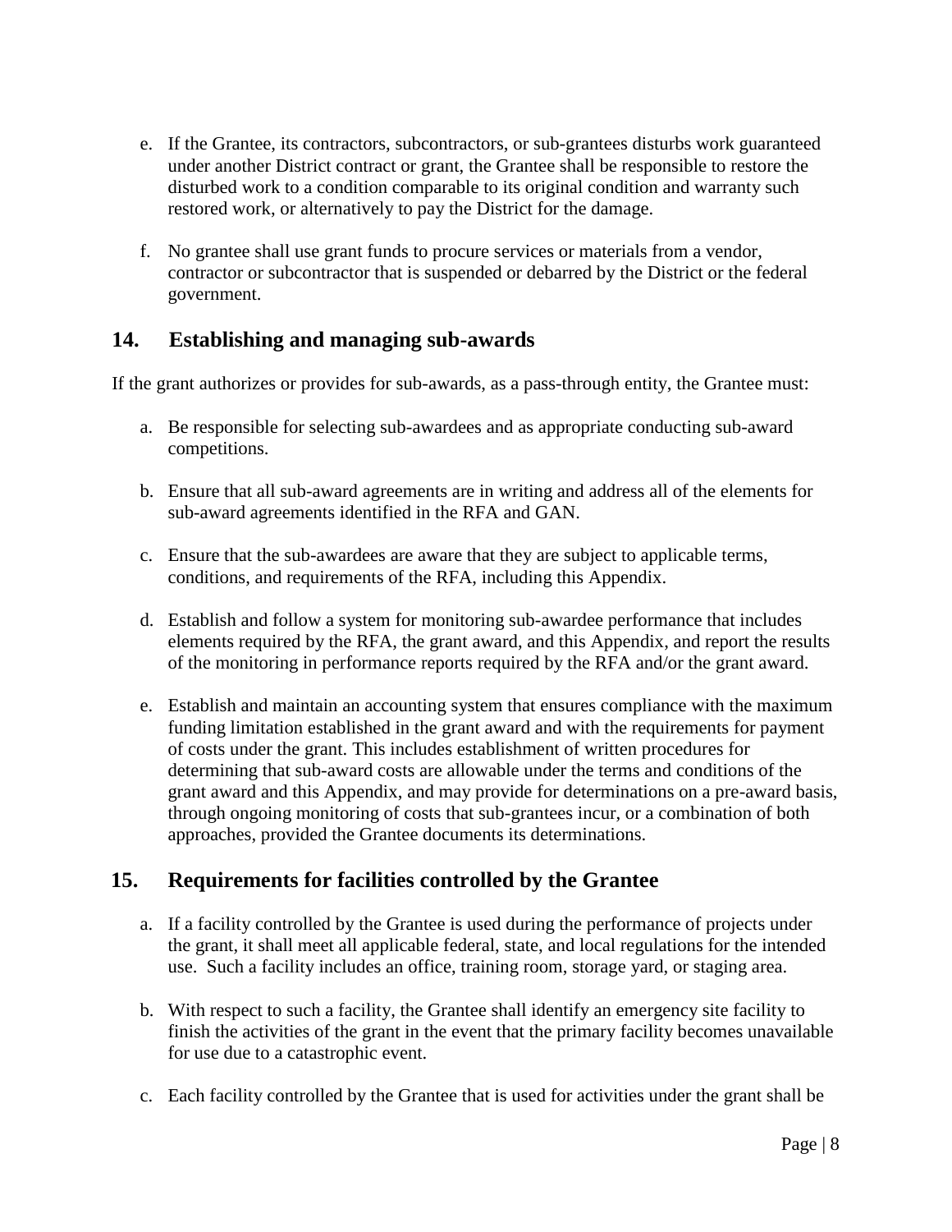e. If the Grantee, its contractors, subcontractors, or sub-grantees disturbs work guaranteed under another District contract or grant, the Grantee shall be responsible to restore the disturbed work to a condition comparable to its original condition and warranty such restored work, or alternatively to pay the District for the damage.

f. No grantee shall use grant funds to procure services or materials from a vendor, contractor or subcontractor that is suspended or debarred by the District or the federal government.

## 14. Establishing and managing sub-awards

If the grant authorizes or provides for sub-awards, as a pass-through entity, the Grantee must:

a. Be responsible for selecting sub-awardees and as appropriate conducting sub-award competitions.

b. Ensure that all sub-award agreements are in writing and address all of the elements for sub-award agreements identified in the RFA and GAN.

c. Ensure that the sub-awardees are aware that they are subject to applicable terms, conditions, and requirements of the RFA, including this Appendix.

d. Establish and follow a system for monitoring sub-awardee performance that includes elements required by the RFA, the grant award, and this Appendix, and report the results of the monitoring in performance reports required by the RFA and/or the grant award.

e. Establish and maintain an accounting system that ensures compliance with the maximum funding limitation established in the grant award and with the requirements for payment of costs under the grant. This includes establishment of written procedures for determining that sub-award costs are allowable under the terms and conditions of the grant award and this Appendix, and may provide for determinations on a pre-award basis, through ongoing monitoring of costs that sub-grantees incur, or a combination of both approaches, provided the Grantee documents its determinations.

## 15. Requirements for facilities controlled by the Grantee

a. If a facility controlled by the Grantee is used during the performance of projects under the grant, it shall meet all applicable federal, state, and local regulations for the intended use. Such a facility includes an office, training room, storage yard, or staging area.

b. With respect to such a facility, the Grantee shall identify an emergency site facility to finish the activities of the grant in the event that the primary facility becomes unavailable for use due to a catastrophic event.

c. Each facility controlled by the Grantee that is used for activities under the grant shall be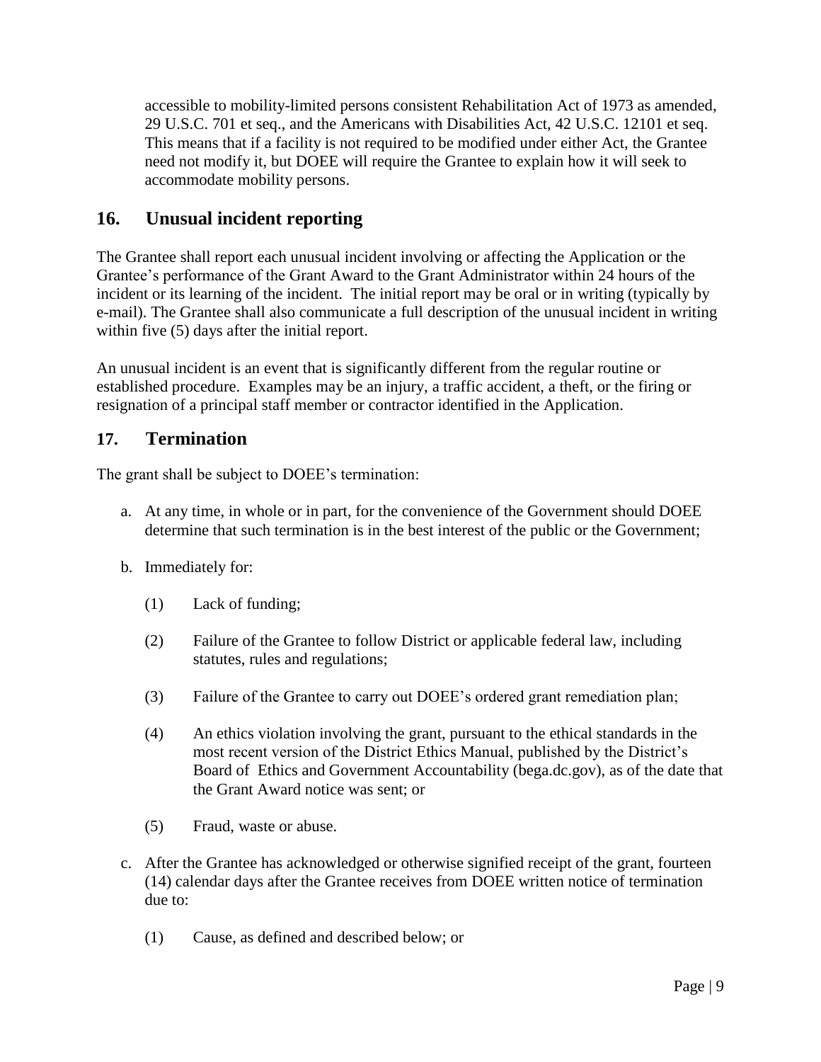accessible to mobility-limited persons consistent Rehabilitation Act of 1973 as amended, 29 U.S.C. 701 et seq., and the Americans with Disabilities Act, 42 U.S.C. 12101 et seq. This means that if a facility is not required to be modified under either Act, the Grantee need not modify it, but DOEE will require the Grantee to explain how it will seek to accommodate mobility persons.

## 16. Unusual incident reporting

The Grantee shall report each unusual incident involving or affecting the Application or the Grantee's performance of the Grant Award to the Grant Administrator within 24 hours of the incident or its learning of the incident. The initial report may be oral or in writing (typically by e-mail). The Grantee shall also communicate a full description of the unusual incident in writing within five (5) days after the initial report.

An unusual incident is an event that is significantly different from the regular routine or established procedure. Examples may be an injury, a traffic accident, a theft, or the firing or resignation of a principal staff member or contractor identified in the Application.

## 17. Termination

The grant shall be subject to DOEE's termination:

a. At any time, in whole or in part, for the convenience of the Government should DOEE determine that such termination is in the best interest of the public or the Government;

b. Immediately for:

   (1) Lack of funding;

   (2) Failure of the Grantee to follow District or applicable federal law, including statutes, rules and regulations;

   (3) Failure of the Grantee to carry out DOEE's ordered grant remediation plan;

   (4) An ethics violation involving the grant, pursuant to the ethical standards in the most recent version of the District Ethics Manual, published by the District's Board of Ethics and Government Accountability (bega.dc.gov), as of the date that the Grant Award notice was sent; or

   (5) Fraud, waste or abuse.

c. After the Grantee has acknowledged or otherwise signified receipt of the grant, fourteen (14) calendar days after the Grantee receives from DOEE written notice of termination due to:

   (1) Cause, as defined and described below; or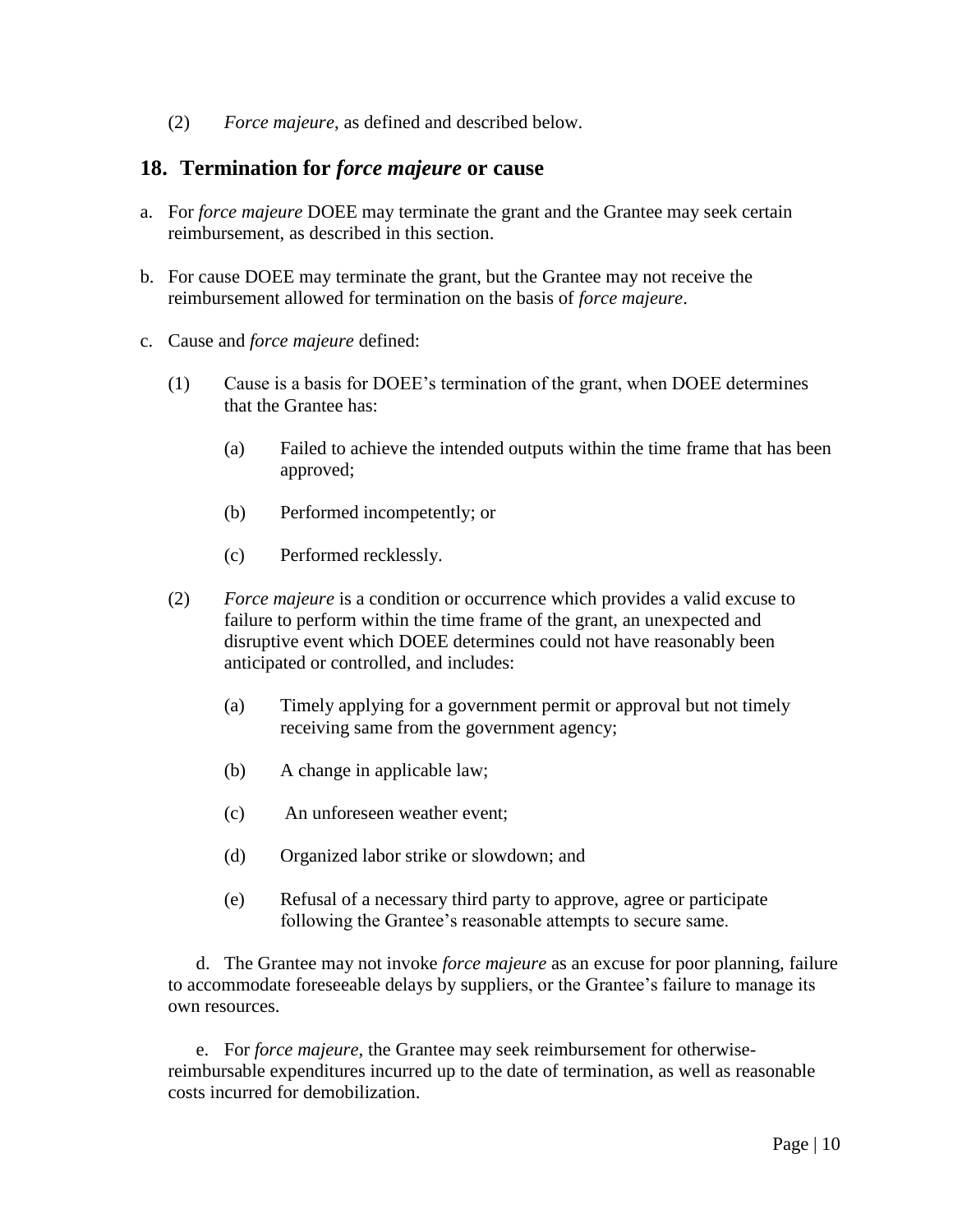(2) *Force majeure*, as defined and described below.

## 18. Termination for *force majeure* or cause

a. For *force majeure* DOEE may terminate the grant and the Grantee may seek certain reimbursement, as described in this section.

b. For cause DOEE may terminate the grant, but the Grantee may not receive the reimbursement allowed for termination on the basis of *force majeure*.

c. Cause and *force majeure* defined:

   (1) Cause is a basis for DOEE's termination of the grant, when DOEE determines that the Grantee has:

      (a) Failed to achieve the intended outputs within the time frame that has been approved;

      (b) Performed incompetently; or

      (c) Performed recklessly.

   (2) *Force majeure* is a condition or occurrence which provides a valid excuse to failure to perform within the time frame of the grant, an unexpected and disruptive event which DOEE determines could not have reasonably been anticipated or controlled, and includes:

      (a) Timely applying for a government permit or approval but not timely receiving same from the government agency;

      (b) A change in applicable law;

      (c) An unforeseen weather event;

      (d) Organized labor strike or slowdown; and

      (e) Refusal of a necessary third party to approve, agree or participate following the Grantee's reasonable attempts to secure same.

d. The Grantee may not invoke *force majeure* as an excuse for poor planning, failure to accommodate foreseeable delays by suppliers, or the Grantee's failure to manage its own resources.

e. For *force majeure*, the Grantee may seek reimbursement for otherwise-reimbursable expenditures incurred up to the date of termination, as well as reasonable costs incurred for demobilization.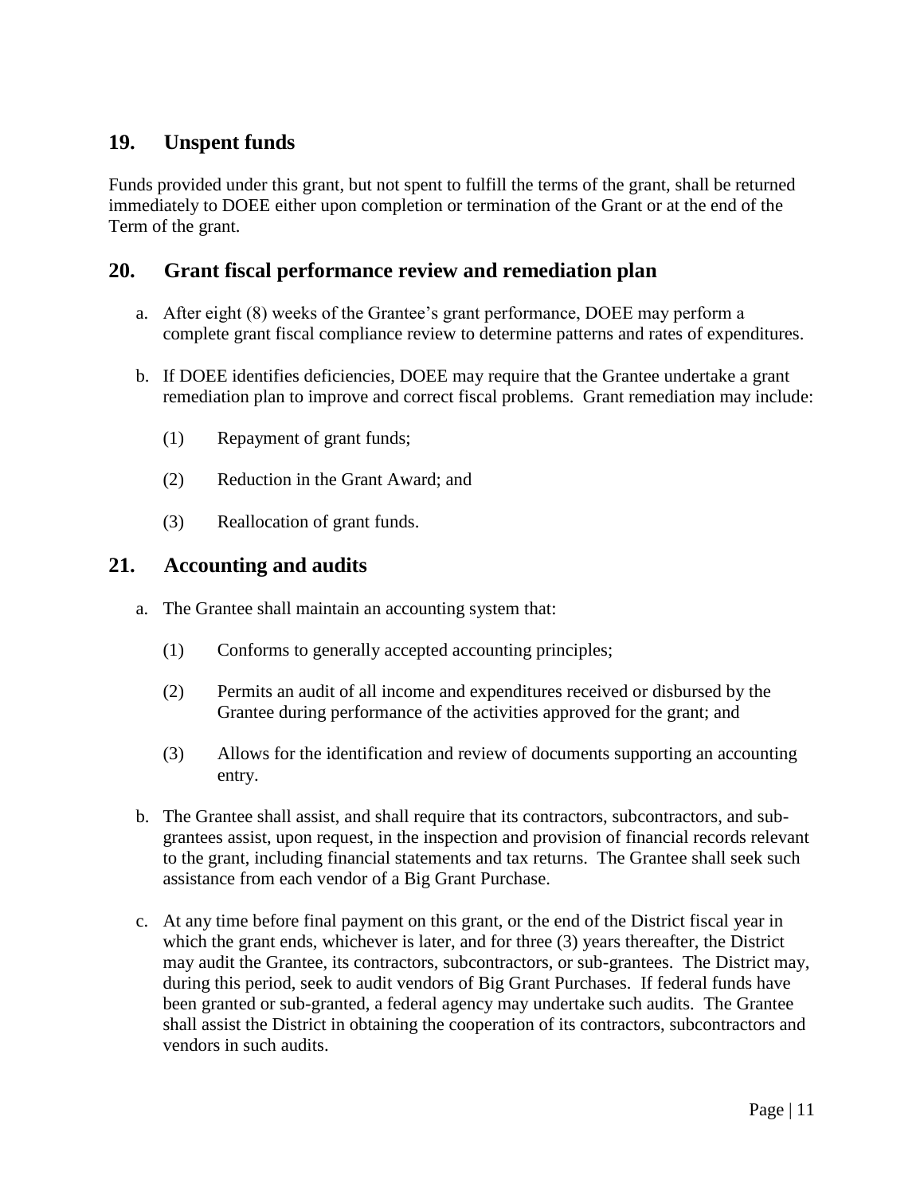## 19. Unspent funds

Funds provided under this grant, but not spent to fulfill the terms of the grant, shall be returned immediately to DOEE either upon completion or termination of the Grant or at the end of the Term of the grant.

## 20. Grant fiscal performance review and remediation plan

a. After eight (8) weeks of the Grantee's grant performance, DOEE may perform a complete grant fiscal compliance review to determine patterns and rates of expenditures.

b. If DOEE identifies deficiencies, DOEE may require that the Grantee undertake a grant remediation plan to improve and correct fiscal problems. Grant remediation may include:

   (1) Repayment of grant funds;

   (2) Reduction in the Grant Award; and

   (3) Reallocation of grant funds.

## 21. Accounting and audits

a. The Grantee shall maintain an accounting system that:

   (1) Conforms to generally accepted accounting principles;

   (2) Permits an audit of all income and expenditures received or disbursed by the Grantee during performance of the activities approved for the grant; and

   (3) Allows for the identification and review of documents supporting an accounting entry.

b. The Grantee shall assist, and shall require that its contractors, subcontractors, and sub-grantees assist, upon request, in the inspection and provision of financial records relevant to the grant, including financial statements and tax returns. The Grantee shall seek such assistance from each vendor of a Big Grant Purchase.

c. At any time before final payment on this grant, or the end of the District fiscal year in which the grant ends, whichever is later, and for three (3) years thereafter, the District may audit the Grantee, its contractors, subcontractors, or sub-grantees. The District may, during this period, seek to audit vendors of Big Grant Purchases. If federal funds have been granted or sub-granted, a federal agency may undertake such audits. The Grantee shall assist the District in obtaining the cooperation of its contractors, subcontractors and vendors in such audits.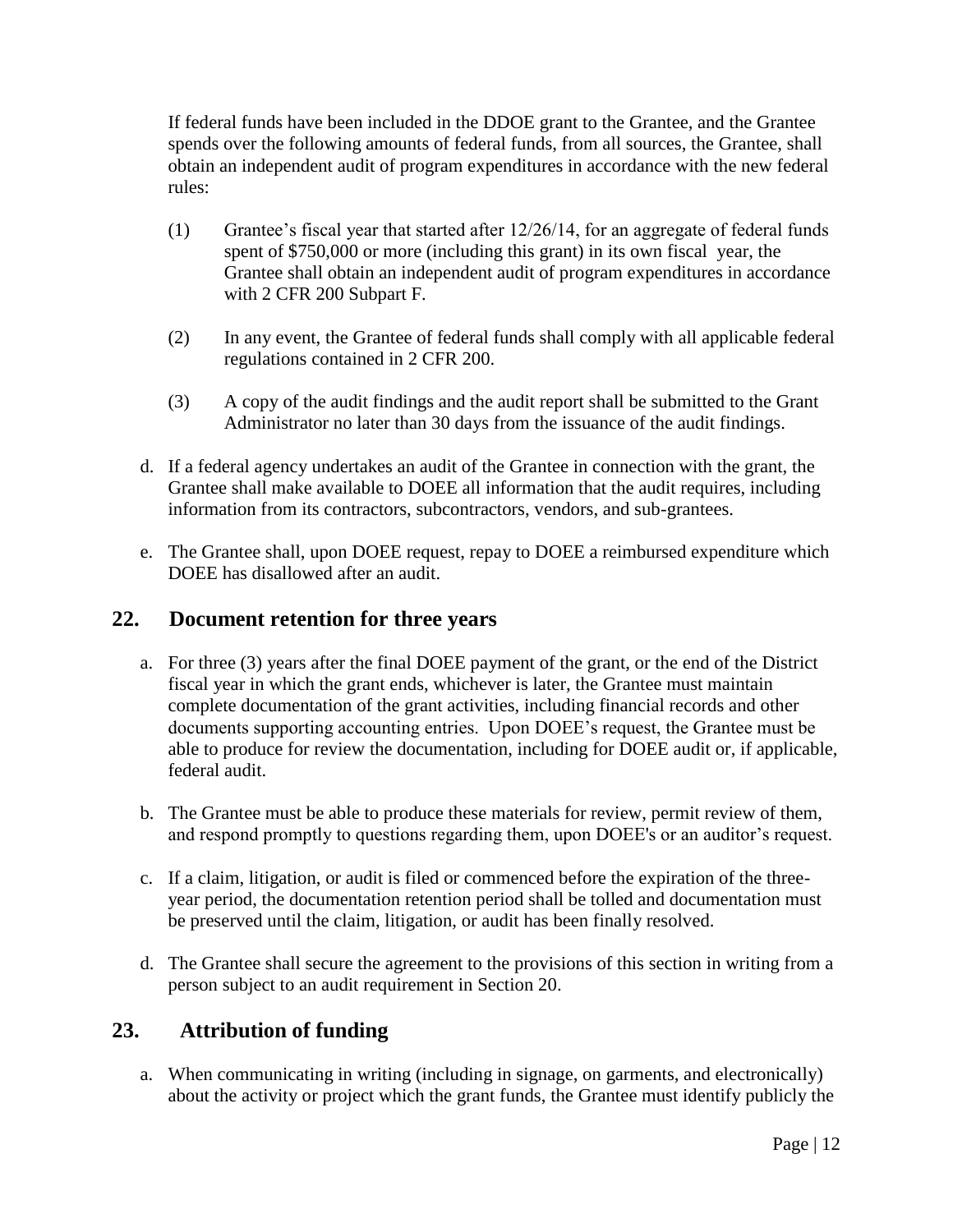If federal funds have been included in the DDOE grant to the Grantee, and the Grantee spends over the following amounts of federal funds, from all sources, the Grantee, shall obtain an independent audit of program expenditures in accordance with the new federal rules:

(1) Grantee's fiscal year that started after 12/26/14, for an aggregate of federal funds spent of $750,000 or more (including this grant) in its own fiscal year, the Grantee shall obtain an independent audit of program expenditures in accordance with 2 CFR 200 Subpart F.

(2) In any event, the Grantee of federal funds shall comply with all applicable federal regulations contained in 2 CFR 200.

(3) A copy of the audit findings and the audit report shall be submitted to the Grant Administrator no later than 30 days from the issuance of the audit findings.

d. If a federal agency undertakes an audit of the Grantee in connection with the grant, the Grantee shall make available to DOEE all information that the audit requires, including information from its contractors, subcontractors, vendors, and sub-grantees.

e. The Grantee shall, upon DOEE request, repay to DOEE a reimbursed expenditure which DOEE has disallowed after an audit.

## 22. Document retention for three years

a. For three (3) years after the final DOEE payment of the grant, or the end of the District fiscal year in which the grant ends, whichever is later, the Grantee must maintain complete documentation of the grant activities, including financial records and other documents supporting accounting entries. Upon DOEE's request, the Grantee must be able to produce for review the documentation, including for DOEE audit or, if applicable, federal audit.

b. The Grantee must be able to produce these materials for review, permit review of them, and respond promptly to questions regarding them, upon DOEE's or an auditor's request.

c. If a claim, litigation, or audit is filed or commenced before the expiration of the three-year period, the documentation retention period shall be tolled and documentation must be preserved until the claim, litigation, or audit has been finally resolved.

d. The Grantee shall secure the agreement to the provisions of this section in writing from a person subject to an audit requirement in Section 20.

## 23. Attribution of funding

a. When communicating in writing (including in signage, on garments, and electronically) about the activity or project which the grant funds, the Grantee must identify publicly the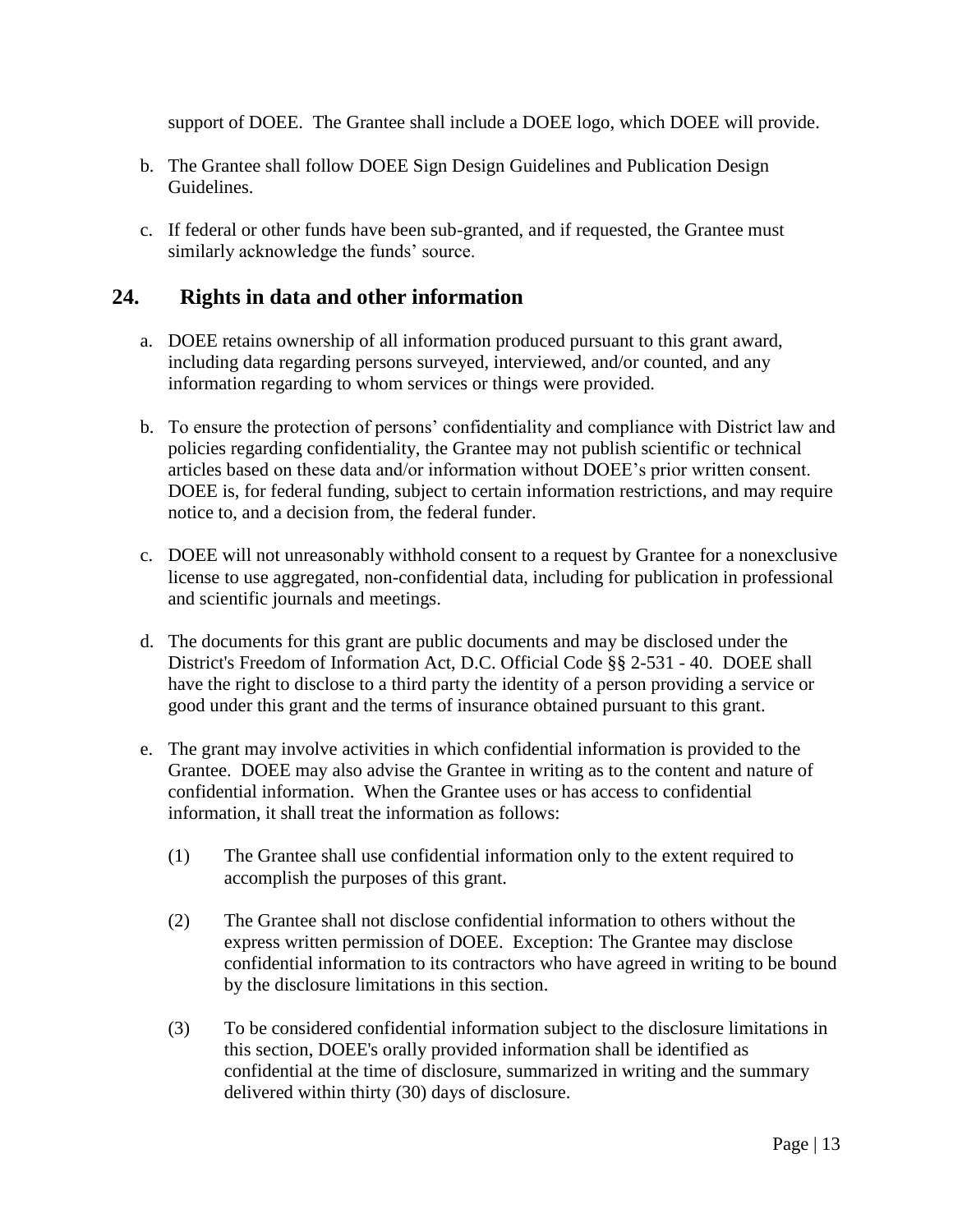support of DOEE. The Grantee shall include a DOEE logo, which DOEE will provide.

b. The Grantee shall follow DOEE Sign Design Guidelines and Publication Design Guidelines.

c. If federal or other funds have been sub-granted, and if requested, the Grantee must similarly acknowledge the funds' source.

## 24. Rights in data and other information

a. DOEE retains ownership of all information produced pursuant to this grant award, including data regarding persons surveyed, interviewed, and/or counted, and any information regarding to whom services or things were provided.

b. To ensure the protection of persons' confidentiality and compliance with District law and policies regarding confidentiality, the Grantee may not publish scientific or technical articles based on these data and/or information without DOEE's prior written consent. DOEE is, for federal funding, subject to certain information restrictions, and may require notice to, and a decision from, the federal funder.

c. DOEE will not unreasonably withhold consent to a request by Grantee for a nonexclusive license to use aggregated, non-confidential data, including for publication in professional and scientific journals and meetings.

d. The documents for this grant are public documents and may be disclosed under the District's Freedom of Information Act, D.C. Official Code §§ 2-531 - 40. DOEE shall have the right to disclose to a third party the identity of a person providing a service or good under this grant and the terms of insurance obtained pursuant to this grant.

e. The grant may involve activities in which confidential information is provided to the Grantee. DOEE may also advise the Grantee in writing as to the content and nature of confidential information. When the Grantee uses or has access to confidential information, it shall treat the information as follows:

   (1) The Grantee shall use confidential information only to the extent required to accomplish the purposes of this grant.

   (2) The Grantee shall not disclose confidential information to others without the express written permission of DOEE. Exception: The Grantee may disclose confidential information to its contractors who have agreed in writing to be bound by the disclosure limitations in this section.

   (3) To be considered confidential information subject to the disclosure limitations in this section, DOEE's orally provided information shall be identified as confidential at the time of disclosure, summarized in writing and the summary delivered within thirty (30) days of disclosure.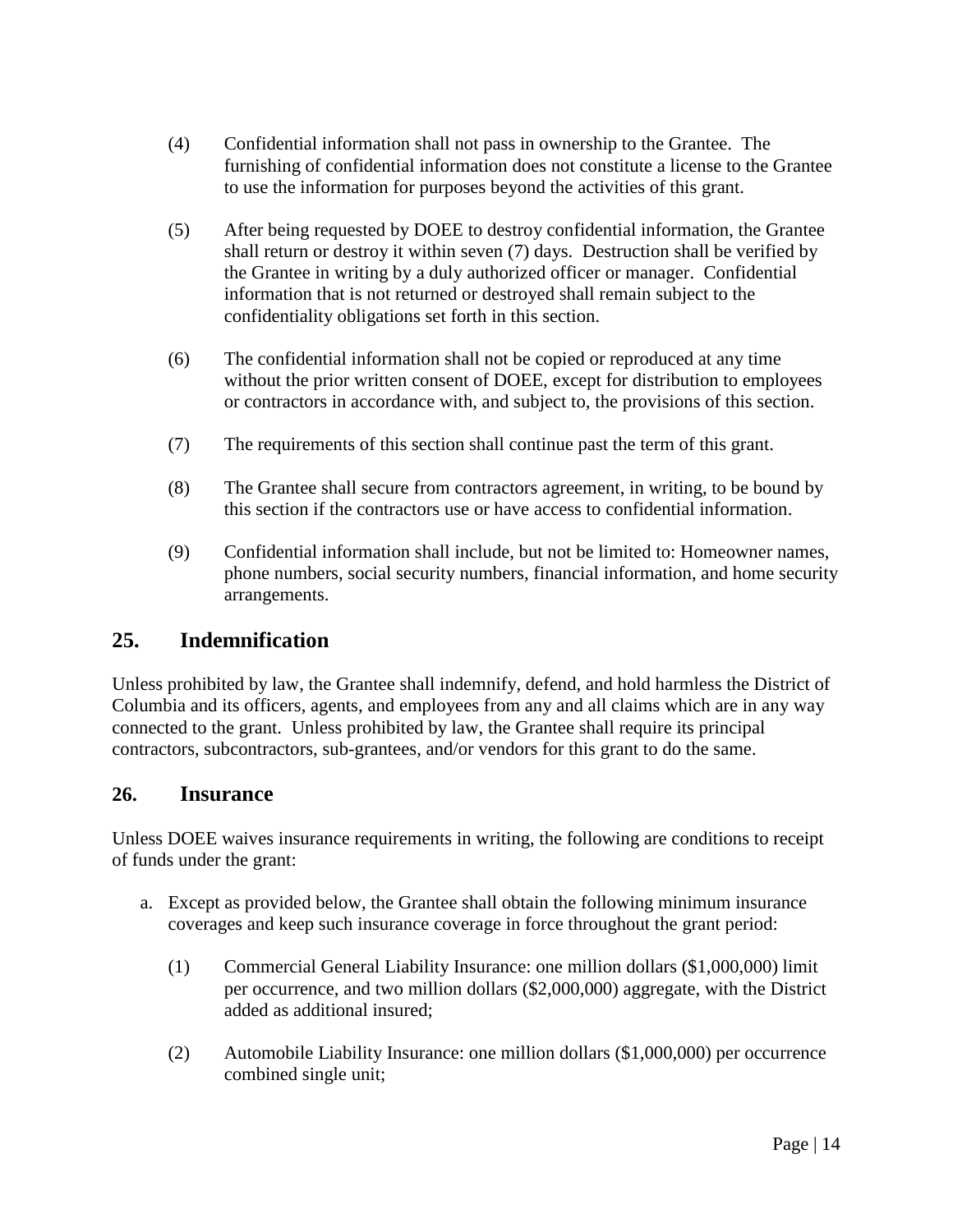(4) Confidential information shall not pass in ownership to the Grantee. The furnishing of confidential information does not constitute a license to the Grantee to use the information for purposes beyond the activities of this grant.

(5) After being requested by DOEE to destroy confidential information, the Grantee shall return or destroy it within seven (7) days. Destruction shall be verified by the Grantee in writing by a duly authorized officer or manager. Confidential information that is not returned or destroyed shall remain subject to the confidentiality obligations set forth in this section.

(6) The confidential information shall not be copied or reproduced at any time without the prior written consent of DOEE, except for distribution to employees or contractors in accordance with, and subject to, the provisions of this section.

(7) The requirements of this section shall continue past the term of this grant.

(8) The Grantee shall secure from contractors agreement, in writing, to be bound by this section if the contractors use or have access to confidential information.

(9) Confidential information shall include, but not be limited to: Homeowner names, phone numbers, social security numbers, financial information, and home security arrangements.

## 25. Indemnification

Unless prohibited by law, the Grantee shall indemnify, defend, and hold harmless the District of Columbia and its officers, agents, and employees from any and all claims which are in any way connected to the grant. Unless prohibited by law, the Grantee shall require its principal contractors, subcontractors, sub-grantees, and/or vendors for this grant to do the same.

## 26. Insurance

Unless DOEE waives insurance requirements in writing, the following are conditions to receipt of funds under the grant:

a. Except as provided below, the Grantee shall obtain the following minimum insurance coverages and keep such insurance coverage in force throughout the grant period:

(1) Commercial General Liability Insurance: one million dollars ($1,000,000) limit per occurrence, and two million dollars ($2,000,000) aggregate, with the District added as additional insured;

(2) Automobile Liability Insurance: one million dollars ($1,000,000) per occurrence combined single unit;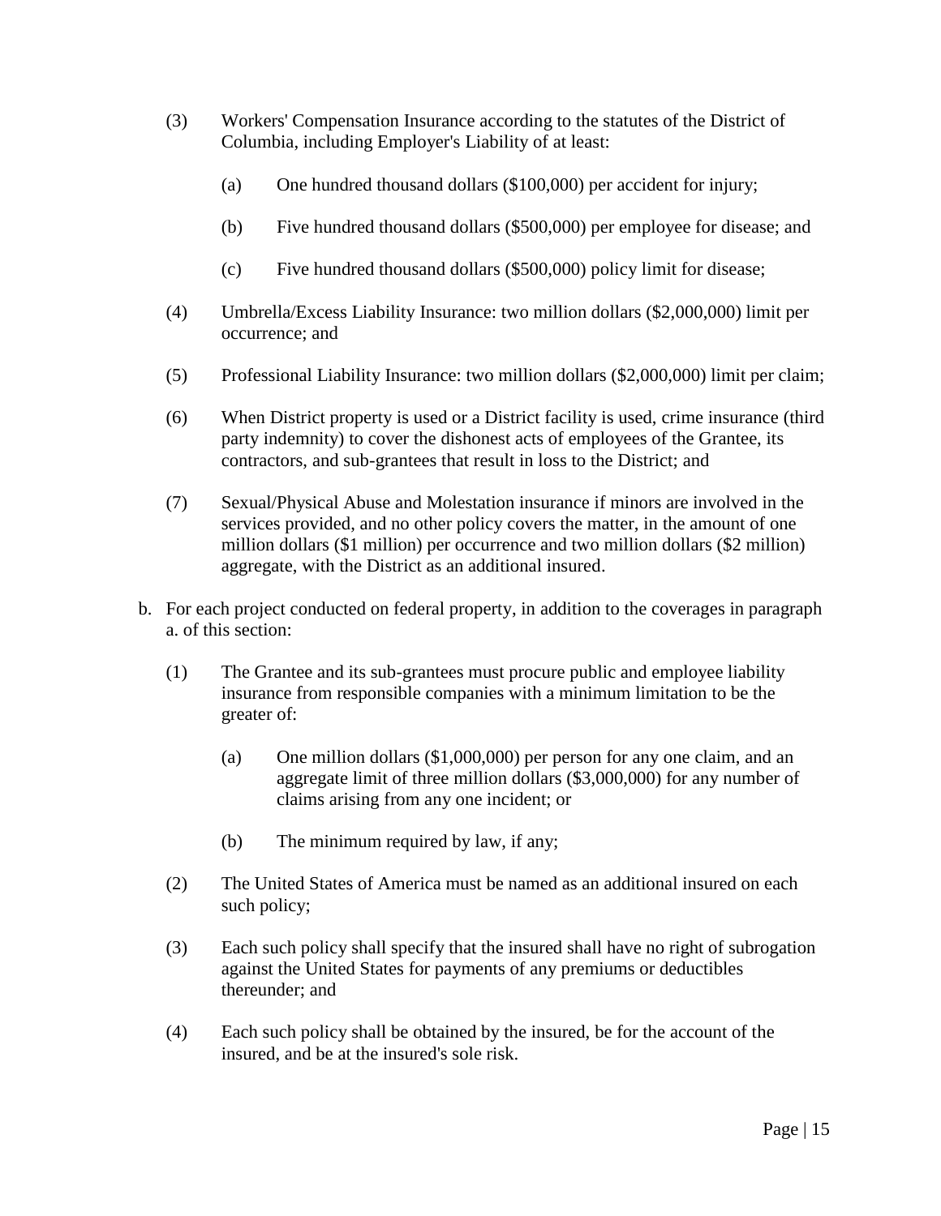(3) Workers' Compensation Insurance according to the statutes of the District of Columbia, including Employer's Liability of at least:

    (a) One hundred thousand dollars ($100,000) per accident for injury;

    (b) Five hundred thousand dollars ($500,000) per employee for disease; and

    (c) Five hundred thousand dollars ($500,000) policy limit for disease;

(4) Umbrella/Excess Liability Insurance: two million dollars ($2,000,000) limit per occurrence; and

(5) Professional Liability Insurance: two million dollars ($2,000,000) limit per claim;

(6) When District property is used or a District facility is used, crime insurance (third party indemnity) to cover the dishonest acts of employees of the Grantee, its contractors, and sub-grantees that result in loss to the District; and

(7) Sexual/Physical Abuse and Molestation insurance if minors are involved in the services provided, and no other policy covers the matter, in the amount of one million dollars ($1 million) per occurrence and two million dollars ($2 million) aggregate, with the District as an additional insured.

b. For each project conducted on federal property, in addition to the coverages in paragraph a. of this section:

    (1) The Grantee and its sub-grantees must procure public and employee liability insurance from responsible companies with a minimum limitation to be the greater of:

        (a) One million dollars ($1,000,000) per person for any one claim, and an aggregate limit of three million dollars ($3,000,000) for any number of claims arising from any one incident; or

        (b) The minimum required by law, if any;

    (2) The United States of America must be named as an additional insured on each such policy;

    (3) Each such policy shall specify that the insured shall have no right of subrogation against the United States for payments of any premiums or deductibles thereunder; and

    (4) Each such policy shall be obtained by the insured, be for the account of the insured, and be at the insured's sole risk.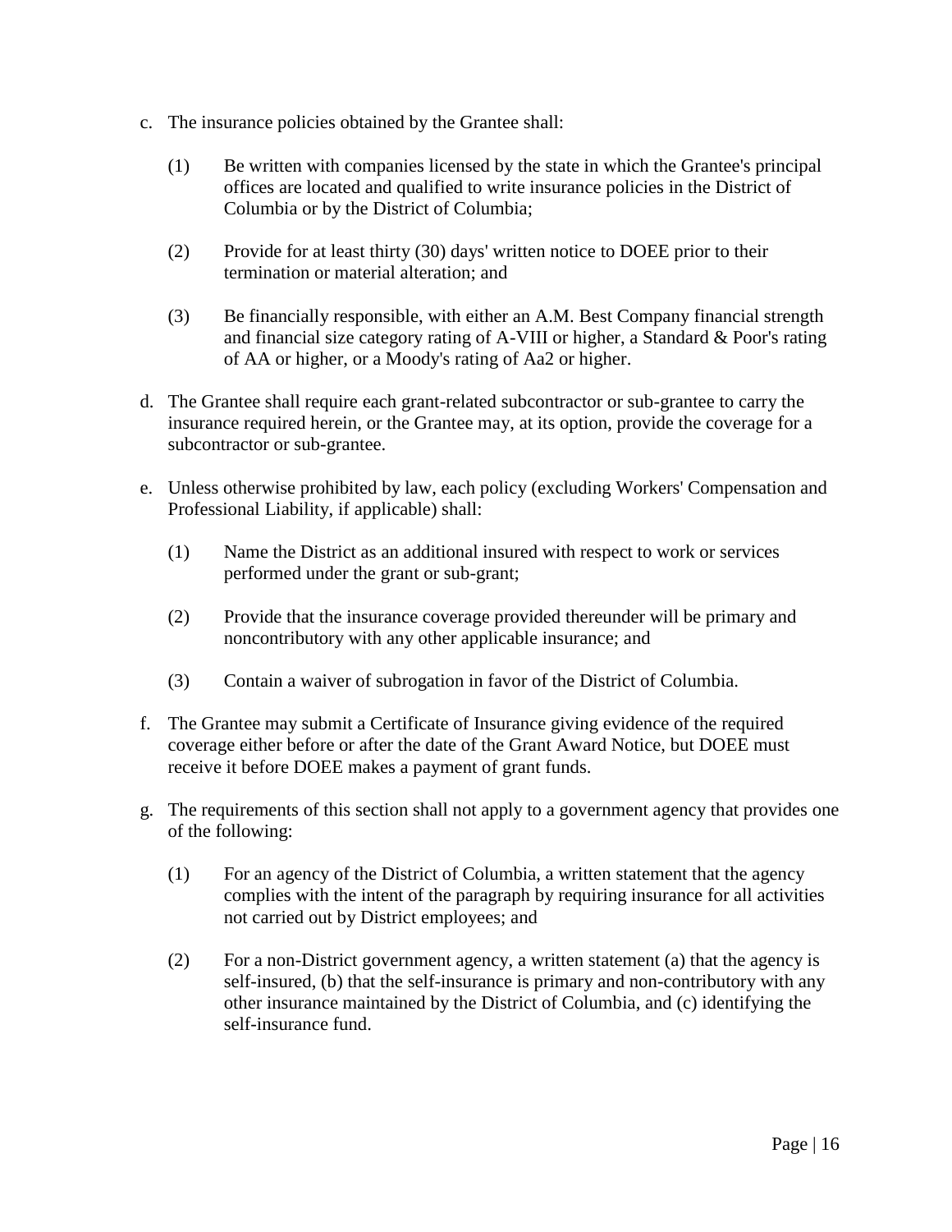c. The insurance policies obtained by the Grantee shall:

   (1) Be written with companies licensed by the state in which the Grantee's principal offices are located and qualified to write insurance policies in the District of Columbia or by the District of Columbia;

   (2) Provide for at least thirty (30) days' written notice to DOEE prior to their termination or material alteration; and

   (3) Be financially responsible, with either an A.M. Best Company financial strength and financial size category rating of A-VIII or higher, a Standard & Poor's rating of AA or higher, or a Moody's rating of Aa2 or higher.

d. The Grantee shall require each grant-related subcontractor or sub-grantee to carry the insurance required herein, or the Grantee may, at its option, provide the coverage for a subcontractor or sub-grantee.

e. Unless otherwise prohibited by law, each policy (excluding Workers' Compensation and Professional Liability, if applicable) shall:

   (1) Name the District as an additional insured with respect to work or services performed under the grant or sub-grant;

   (2) Provide that the insurance coverage provided thereunder will be primary and noncontributory with any other applicable insurance; and

   (3) Contain a waiver of subrogation in favor of the District of Columbia.

f. The Grantee may submit a Certificate of Insurance giving evidence of the required coverage either before or after the date of the Grant Award Notice, but DOEE must receive it before DOEE makes a payment of grant funds.

g. The requirements of this section shall not apply to a government agency that provides one of the following:

   (1) For an agency of the District of Columbia, a written statement that the agency complies with the intent of the paragraph by requiring insurance for all activities not carried out by District employees; and

   (2) For a non-District government agency, a written statement (a) that the agency is self-insured, (b) that the self-insurance is primary and non-contributory with any other insurance maintained by the District of Columbia, and (c) identifying the self-insurance fund.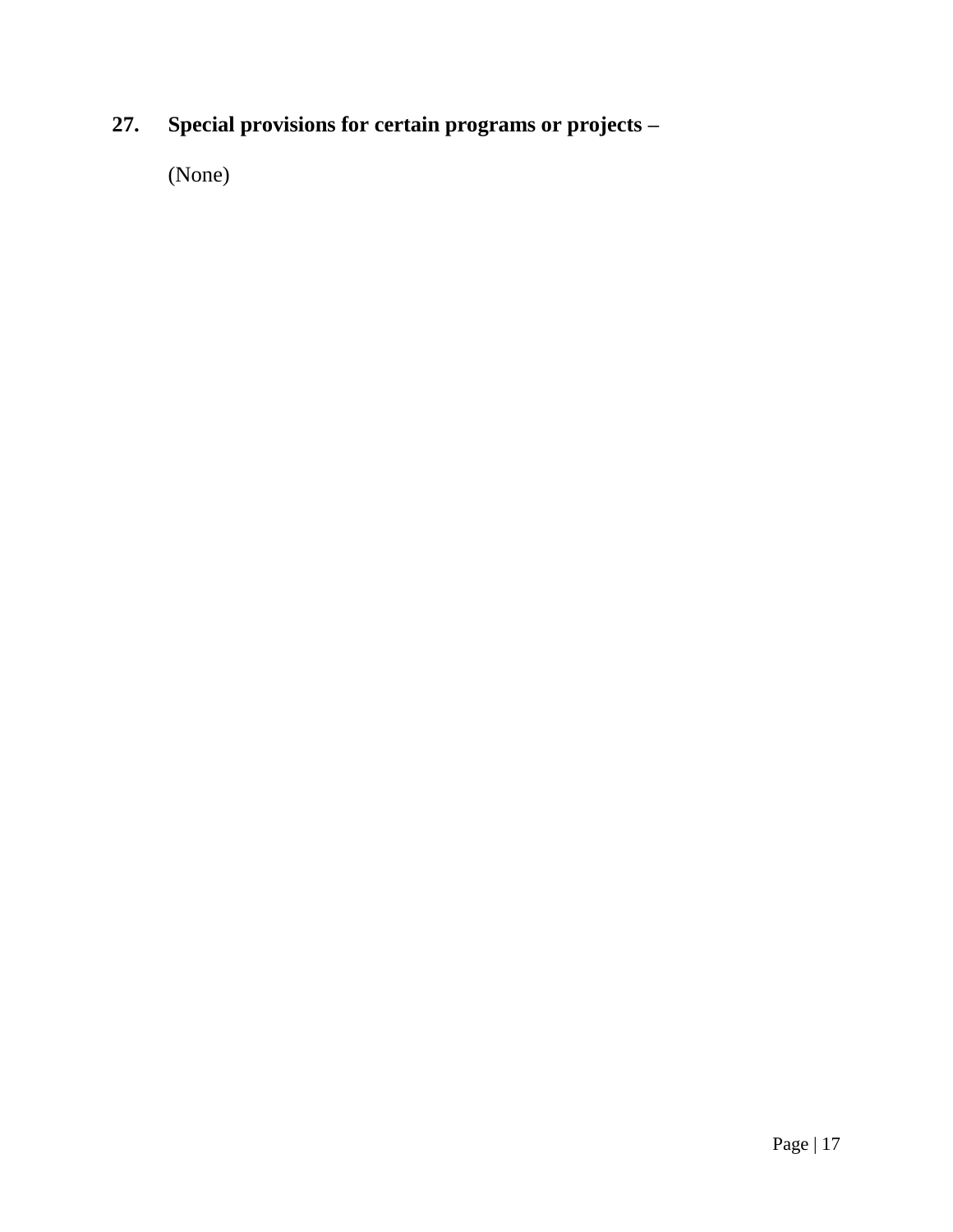**27. Special provisions for certain programs or projects –**

(None)